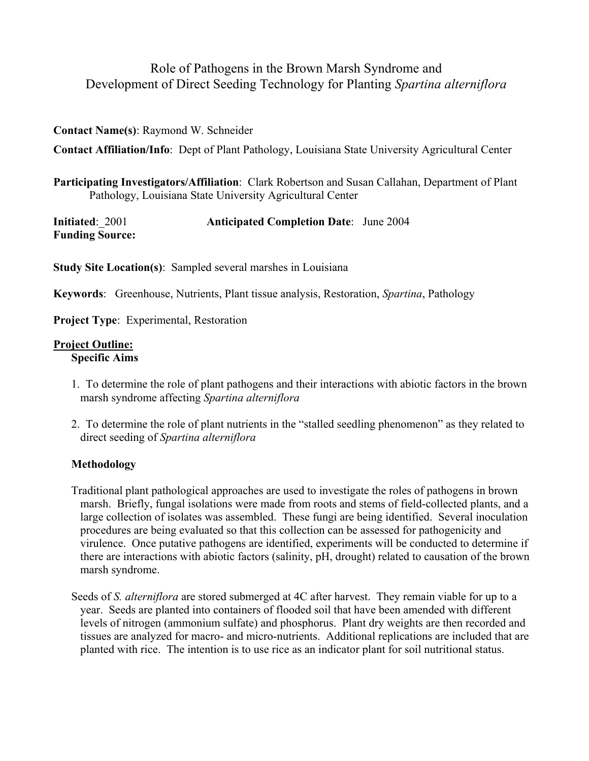# Role of Pathogens in the Brown Marsh Syndrome and Development of Direct Seeding Technology for Planting *Spartina alterniflora*

**Contact Name(s)**: Raymond W. Schneider

**Contact Affiliation/Info**: Dept of Plant Pathology, Louisiana State University Agricultural Center

**Participating Investigators/Affiliation**: Clark Robertson and Susan Callahan, Department of Plant Pathology, Louisiana State University Agricultural Center

**Initiated**: 2001 **Anticipated Completion Date**: June 2004

**Funding Source:**

**Study Site Location(s)**: Sampled several marshes in Louisiana

**Keywords**: Greenhouse, Nutrients, Plant tissue analysis, Restoration, *Spartina*, Pathology

**Project Type**: Experimental, Restoration

## Project Outline:

### Specific Aims

1. To determine the role of plant pathogens and their interactions with abiotic factors in the brown marsh syndrome affecting *Spartina alterniflora*
2. To determine the role of plant nutrients in the "stalled seedling phenomenon" as they related to direct seeding of *Spartina alterniflora*

### Methodology

Traditional plant pathological approaches are used to investigate the roles of pathogens in brown marsh. Briefly, fungal isolations were made from roots and stems of field-collected plants, and a large collection of isolates was assembled. These fungi are being identified. Several inoculation procedures are being evaluated so that this collection can be assessed for pathogenicity and virulence. Once putative pathogens are identified, experiments will be conducted to determine if there are interactions with abiotic factors (salinity, pH, drought) related to causation of the brown marsh syndrome.

Seeds of *S. alterniflora* are stored submerged at 4C after harvest. They remain viable for up to a year. Seeds are planted into containers of flooded soil that have been amended with different levels of nitrogen (ammonium sulfate) and phosphorus. Plant dry weights are then recorded and tissues are analyzed for macro- and micro-nutrients. Additional replications are included that are planted with rice. The intention is to use rice as an indicator plant for soil nutritional status.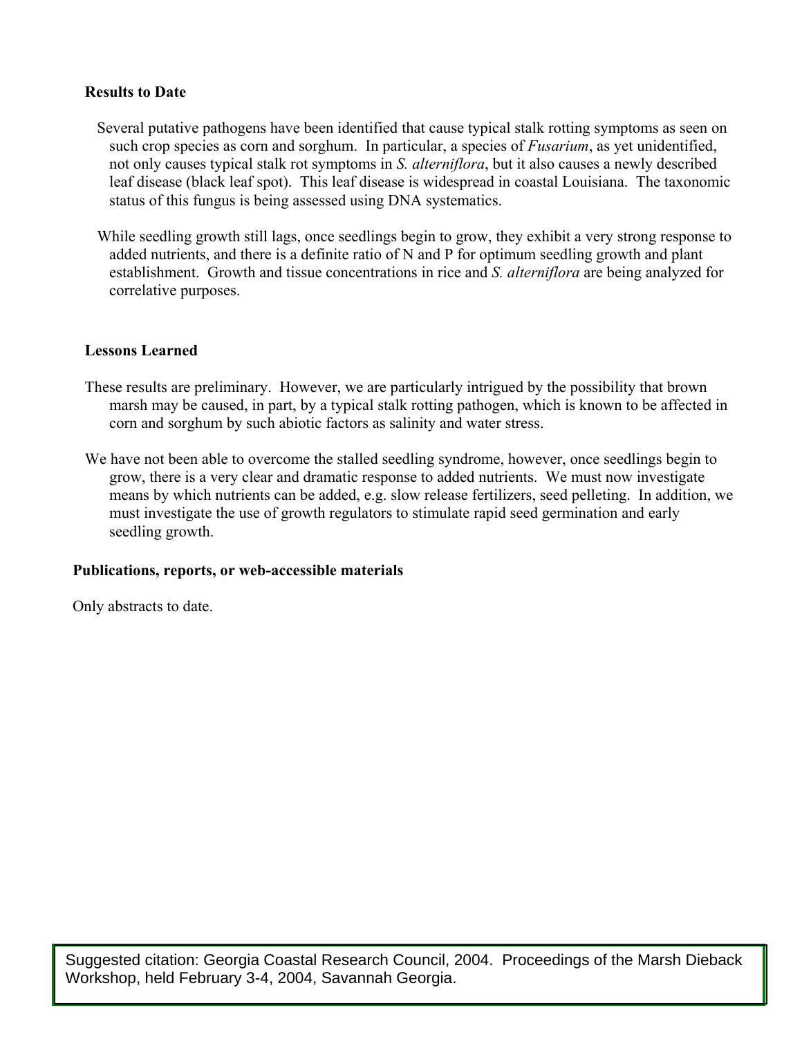**Results to Date**

Several putative pathogens have been identified that cause typical stalk rotting symptoms as seen on such crop species as corn and sorghum. In particular, a species of *Fusarium*, as yet unidentified, not only causes typical stalk rot symptoms in *S. alterniflora*, but it also causes a newly described leaf disease (black leaf spot). This leaf disease is widespread in coastal Louisiana. The taxonomic status of this fungus is being assessed using DNA systematics.

While seedling growth still lags, once seedlings begin to grow, they exhibit a very strong response to added nutrients, and there is a definite ratio of N and P for optimum seedling growth and plant establishment. Growth and tissue concentrations in rice and *S. alterniflora* are being analyzed for correlative purposes.

**Lessons Learned**

These results are preliminary. However, we are particularly intrigued by the possibility that brown marsh may be caused, in part, by a typical stalk rotting pathogen, which is known to be affected in corn and sorghum by such abiotic factors as salinity and water stress.

We have not been able to overcome the stalled seedling syndrome, however, once seedlings begin to grow, there is a very clear and dramatic response to added nutrients. We must now investigate means by which nutrients can be added, e.g. slow release fertilizers, seed pelleting. In addition, we must investigate the use of growth regulators to stimulate rapid seed germination and early seedling growth.

**Publications, reports, or web-accessible materials**

Only abstracts to date.

Suggested citation: Georgia Coastal Research Council, 2004. Proceedings of the Marsh Dieback Workshop, held February 3-4, 2004, Savannah Georgia.